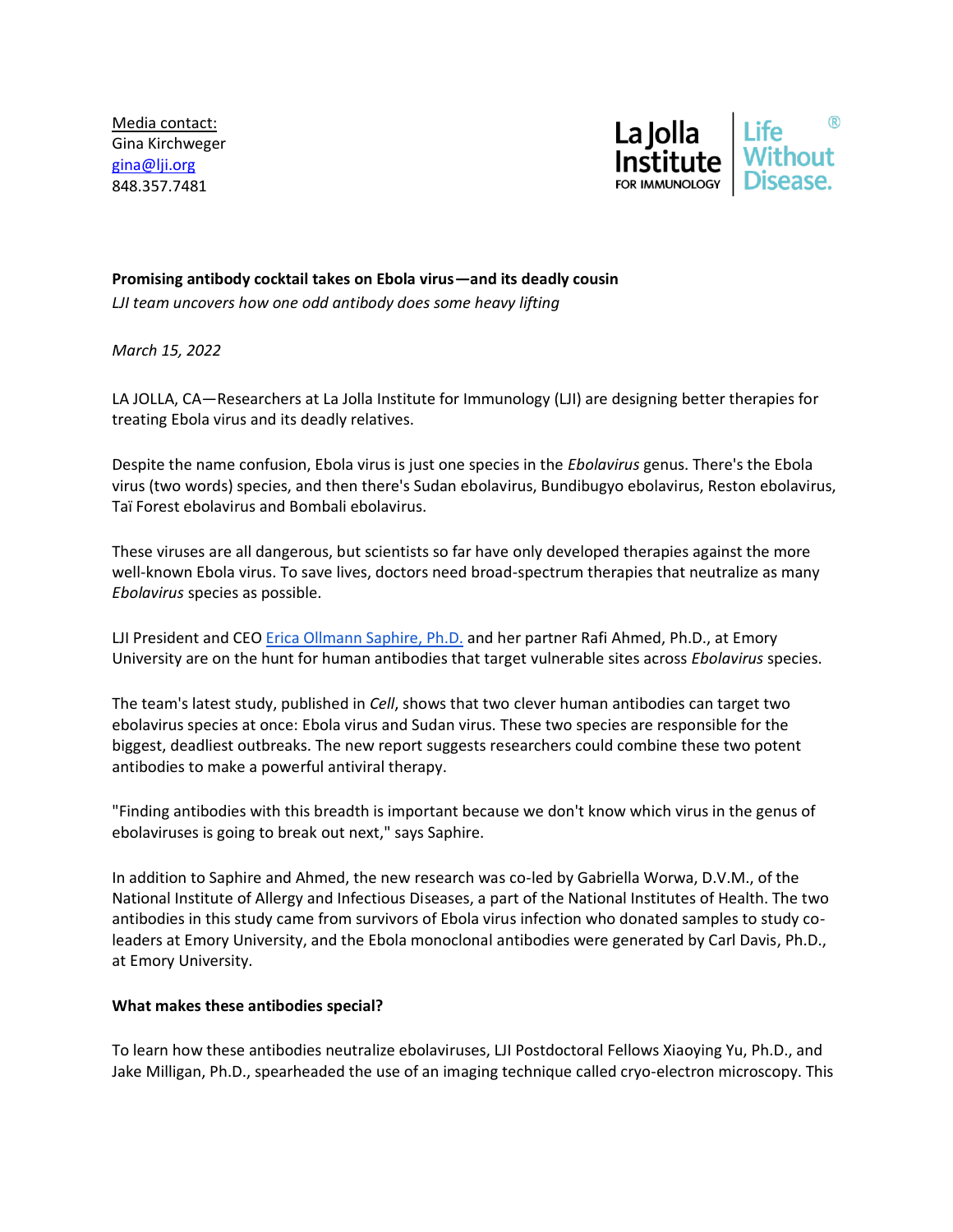Media contact:
Gina Kirchweger
gina@lji.org
848.357.7481

La Jolla Institute FOR IMMUNOLOGY | Life Without Disease.®

**Promising antibody cocktail takes on Ebola virus—and its deadly cousin**

*LJI team uncovers how one odd antibody does some heavy lifting*

*March 15, 2022*

LA JOLLA, CA—Researchers at La Jolla Institute for Immunology (LJI) are designing better therapies for treating Ebola virus and its deadly relatives.

Despite the name confusion, Ebola virus is just one species in the *Ebolavirus* genus. There's the Ebola virus (two words) species, and then there's Sudan ebolavirus, Bundibugyo ebolavirus, Reston ebolavirus, Taï Forest ebolavirus and Bombali ebolavirus.

These viruses are all dangerous, but scientists so far have only developed therapies against the more well-known Ebola virus. To save lives, doctors need broad-spectrum therapies that neutralize as many *Ebolavirus* species as possible.

LJI President and CEO [Erica Ollmann Saphire, Ph.D.] and her partner Rafi Ahmed, Ph.D., at Emory University are on the hunt for human antibodies that target vulnerable sites across *Ebolavirus* species.

The team's latest study, published in *Cell*, shows that two clever human antibodies can target two ebolavirus species at once: Ebola virus and Sudan virus. These two species are responsible for the biggest, deadliest outbreaks. The new report suggests researchers could combine these two potent antibodies to make a powerful antiviral therapy.

"Finding antibodies with this breadth is important because we don't know which virus in the genus of ebolaviruses is going to break out next," says Saphire.

In addition to Saphire and Ahmed, the new research was co-led by Gabriella Worwa, D.V.M., of the National Institute of Allergy and Infectious Diseases, a part of the National Institutes of Health. The two antibodies in this study came from survivors of Ebola virus infection who donated samples to study co-leaders at Emory University, and the Ebola monoclonal antibodies were generated by Carl Davis, Ph.D., at Emory University.

**What makes these antibodies special?**

To learn how these antibodies neutralize ebolaviruses, LJI Postdoctoral Fellows Xiaoying Yu, Ph.D., and Jake Milligan, Ph.D., spearheaded the use of an imaging technique called cryo-electron microscopy. This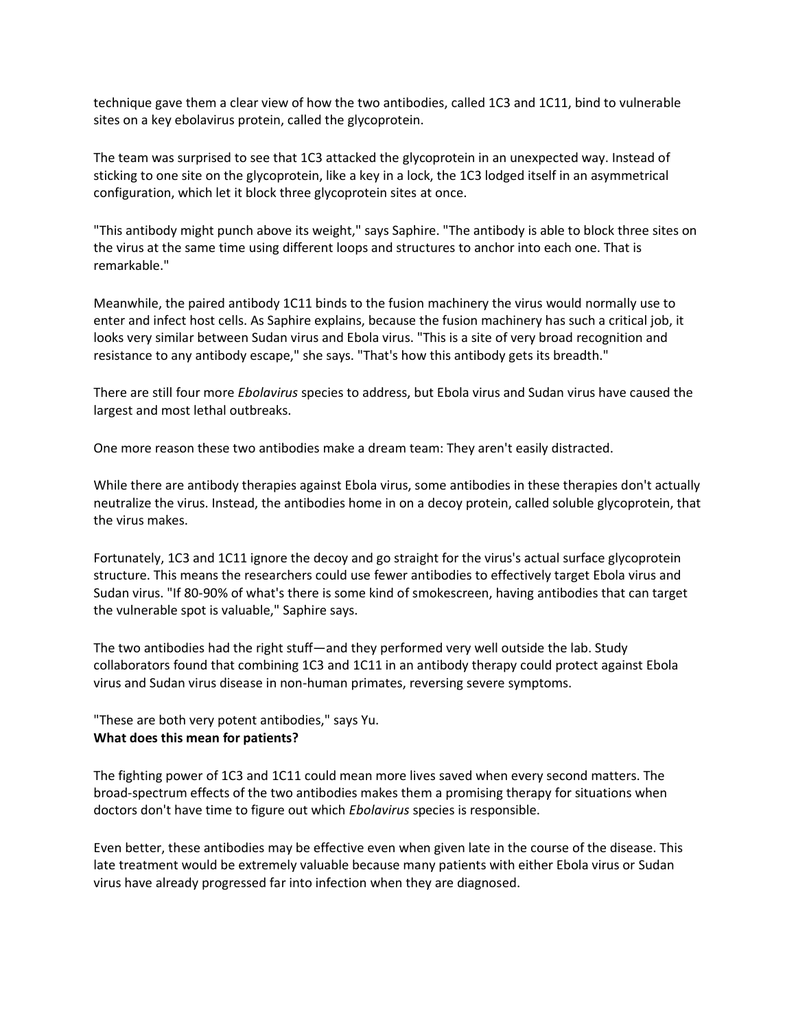technique gave them a clear view of how the two antibodies, called 1C3 and 1C11, bind to vulnerable sites on a key ebolavirus protein, called the glycoprotein.

The team was surprised to see that 1C3 attacked the glycoprotein in an unexpected way. Instead of sticking to one site on the glycoprotein, like a key in a lock, the 1C3 lodged itself in an asymmetrical configuration, which let it block three glycoprotein sites at once.

"This antibody might punch above its weight," says Saphire. "The antibody is able to block three sites on the virus at the same time using different loops and structures to anchor into each one. That is remarkable."

Meanwhile, the paired antibody 1C11 binds to the fusion machinery the virus would normally use to enter and infect host cells. As Saphire explains, because the fusion machinery has such a critical job, it looks very similar between Sudan virus and Ebola virus. "This is a site of very broad recognition and resistance to any antibody escape," she says. "That's how this antibody gets its breadth."

There are still four more *Ebolavirus* species to address, but Ebola virus and Sudan virus have caused the largest and most lethal outbreaks.

One more reason these two antibodies make a dream team: They aren't easily distracted.

While there are antibody therapies against Ebola virus, some antibodies in these therapies don't actually neutralize the virus. Instead, the antibodies home in on a decoy protein, called soluble glycoprotein, that the virus makes.

Fortunately, 1C3 and 1C11 ignore the decoy and go straight for the virus's actual surface glycoprotein structure. This means the researchers could use fewer antibodies to effectively target Ebola virus and Sudan virus. "If 80-90% of what's there is some kind of smokescreen, having antibodies that can target the vulnerable spot is valuable," Saphire says.

The two antibodies had the right stuff—and they performed very well outside the lab. Study collaborators found that combining 1C3 and 1C11 in an antibody therapy could protect against Ebola virus and Sudan virus disease in non-human primates, reversing severe symptoms.

"These are both very potent antibodies," says Yu.

**What does this mean for patients?**

The fighting power of 1C3 and 1C11 could mean more lives saved when every second matters. The broad-spectrum effects of the two antibodies makes them a promising therapy for situations when doctors don't have time to figure out which *Ebolavirus* species is responsible.

Even better, these antibodies may be effective even when given late in the course of the disease. This late treatment would be extremely valuable because many patients with either Ebola virus or Sudan virus have already progressed far into infection when they are diagnosed.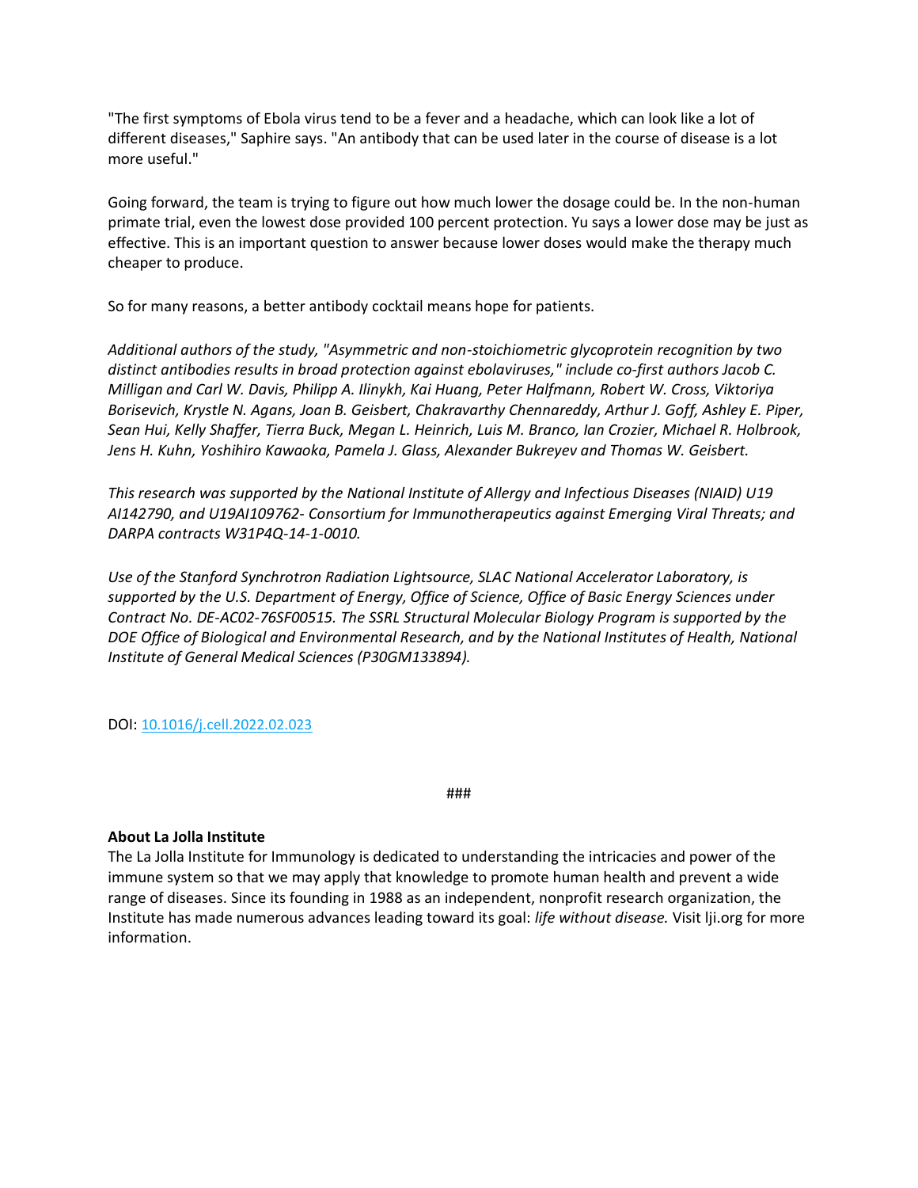"The first symptoms of Ebola virus tend to be a fever and a headache, which can look like a lot of different diseases," Saphire says. "An antibody that can be used later in the course of disease is a lot more useful."

Going forward, the team is trying to figure out how much lower the dosage could be. In the non-human primate trial, even the lowest dose provided 100 percent protection. Yu says a lower dose may be just as effective. This is an important question to answer because lower doses would make the therapy much cheaper to produce.

So for many reasons, a better antibody cocktail means hope for patients.

*Additional authors of the study, "Asymmetric and non-stoichiometric glycoprotein recognition by two distinct antibodies results in broad protection against ebolaviruses," include co-first authors Jacob C. Milligan and Carl W. Davis, Philipp A. Ilinykh, Kai Huang, Peter Halfmann, Robert W. Cross, Viktoriya Borisevich, Krystle N. Agans, Joan B. Geisbert, Chakravarthy Chennareddy, Arthur J. Goff, Ashley E. Piper, Sean Hui, Kelly Shaffer, Tierra Buck, Megan L. Heinrich, Luis M. Branco, Ian Crozier, Michael R. Holbrook, Jens H. Kuhn, Yoshihiro Kawaoka, Pamela J. Glass, Alexander Bukreyev and Thomas W. Geisbert.*

*This research was supported by the National Institute of Allergy and Infectious Diseases (NIAID) U19 AI142790, and U19AI109762- Consortium for Immunotherapeutics against Emerging Viral Threats; and DARPA contracts W31P4Q-14-1-0010.*

*Use of the Stanford Synchrotron Radiation Lightsource, SLAC National Accelerator Laboratory, is supported by the U.S. Department of Energy, Office of Science, Office of Basic Energy Sciences under Contract No. DE-AC02-76SF00515. The SSRL Structural Molecular Biology Program is supported by the DOE Office of Biological and Environmental Research, and by the National Institutes of Health, National Institute of General Medical Sciences (P30GM133894).*

DOI: [10.1016/j.cell.2022.02.023](https://doi.org/10.1016/j.cell.2022.02.023)

###

**About La Jolla Institute**

The La Jolla Institute for Immunology is dedicated to understanding the intricacies and power of the immune system so that we may apply that knowledge to promote human health and prevent a wide range of diseases. Since its founding in 1988 as an independent, nonprofit research organization, the Institute has made numerous advances leading toward its goal: *life without disease.* Visit lji.org for more information.